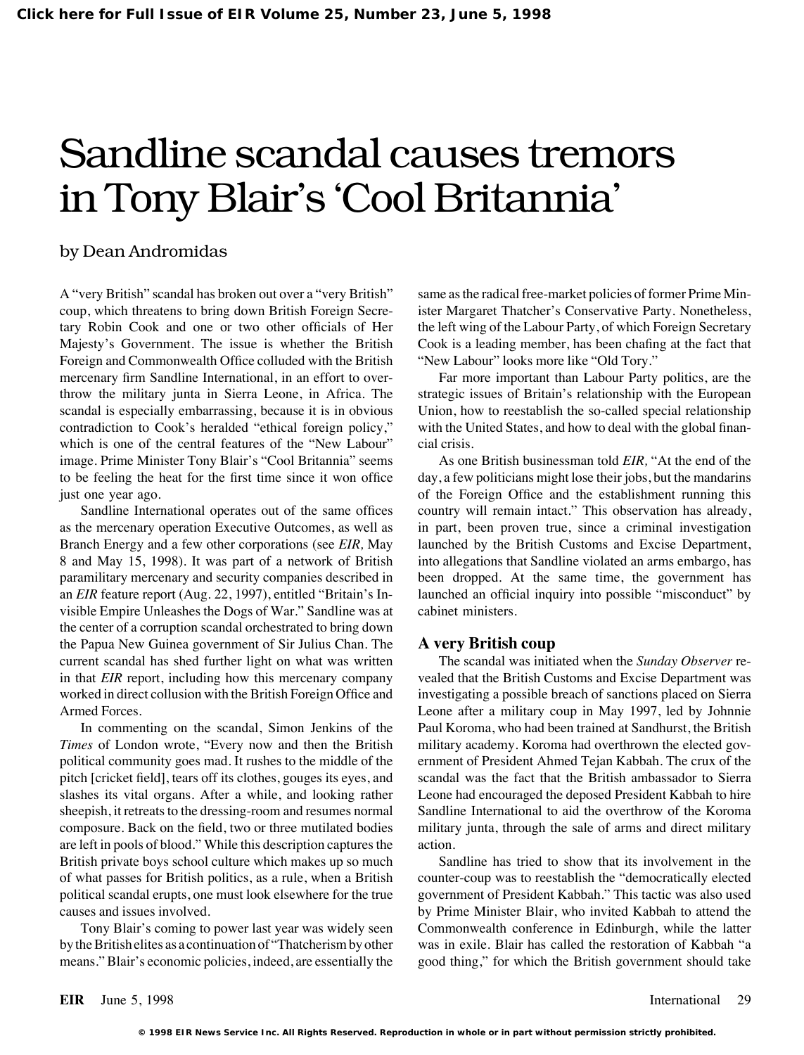# Sandline scandal causes tremors in Tony Blair's 'Cool Britannia'

by Dean Andromidas

A "very British" scandal has broken out over a "very British" coup, which threatens to bring down British Foreign Secretary Robin Cook and one or two other officials of Her Majesty's Government. The issue is whether the British Foreign and Commonwealth Office colluded with the British mercenary firm Sandline International, in an effort to overthrow the military junta in Sierra Leone, in Africa. The scandal is especially embarrassing, because it is in obvious contradiction to Cook's heralded "ethical foreign policy," which is one of the central features of the "New Labour" image. Prime Minister Tony Blair's "Cool Britannia" seems to be feeling the heat for the first time since it won office just one year ago.

Sandline International operates out of the same offices as the mercenary operation Executive Outcomes, as well as Branch Energy and a few other corporations (see *EIR*, May 8 and May 15, 1998). It was part of a network of British paramilitary mercenary and security companies described in an *EIR* feature report (Aug. 22, 1997), entitled "Britain's Invisible Empire Unleashes the Dogs of War." Sandline was at the center of a corruption scandal orchestrated to bring down the Papua New Guinea government of Sir Julius Chan. The current scandal has shed further light on what was written in that *EIR* report, including how this mercenary company worked in direct collusion with the British Foreign Office and Armed Forces.

In commenting on the scandal, Simon Jenkins of the *Times* of London wrote, "Every now and then the British political community goes mad. It rushes to the middle of the pitch [cricket field], tears off its clothes, gouges its eyes, and slashes its vital organs. After a while, and looking rather sheepish, it retreats to the dressing-room and resumes normal composure. Back on the field, two or three mutilated bodies are left in pools of blood." While this description captures the British private boys school culture which makes up so much of what passes for British politics, as a rule, when a British political scandal erupts, one must look elsewhere for the true causes and issues involved.

Tony Blair's coming to power last year was widely seen by the British elites as a continuation of "Thatcherism by other means." Blair's economic policies, indeed, are essentially the same as the radical free-market policies of former Prime Minister Margaret Thatcher's Conservative Party. Nonetheless, the left wing of the Labour Party, of which Foreign Secretary Cook is a leading member, has been chafing at the fact that "New Labour" looks more like "Old Tory."

Far more important than Labour Party politics, are the strategic issues of Britain's relationship with the European Union, how to reestablish the so-called special relationship with the United States, and how to deal with the global financial crisis.

As one British businessman told *EIR*, "At the end of the day, a few politicians might lose their jobs, but the mandarins of the Foreign Office and the establishment running this country will remain intact." This observation has already, in part, been proven true, since a criminal investigation launched by the British Customs and Excise Department, into allegations that Sandline violated an arms embargo, has been dropped. At the same time, the government has launched an official inquiry into possible "misconduct" by cabinet ministers.

## A very British coup

The scandal was initiated when the *Sunday Observer* revealed that the British Customs and Excise Department was investigating a possible breach of sanctions placed on Sierra Leone after a military coup in May 1997, led by Johnnie Paul Koroma, who had been trained at Sandhurst, the British military academy. Koroma had overthrown the elected government of President Ahmed Tejan Kabbah. The crux of the scandal was the fact that the British ambassador to Sierra Leone had encouraged the deposed President Kabbah to hire Sandline International to aid the overthrow of the Koroma military junta, through the sale of arms and direct military action.

Sandline has tried to show that its involvement in the counter-coup was to reestablish the "democratically elected government of President Kabbah." This tactic was also used by Prime Minister Blair, who invited Kabbah to attend the Commonwealth conference in Edinburgh, while the latter was in exile. Blair has called the restoration of Kabbah "a good thing," for which the British government should take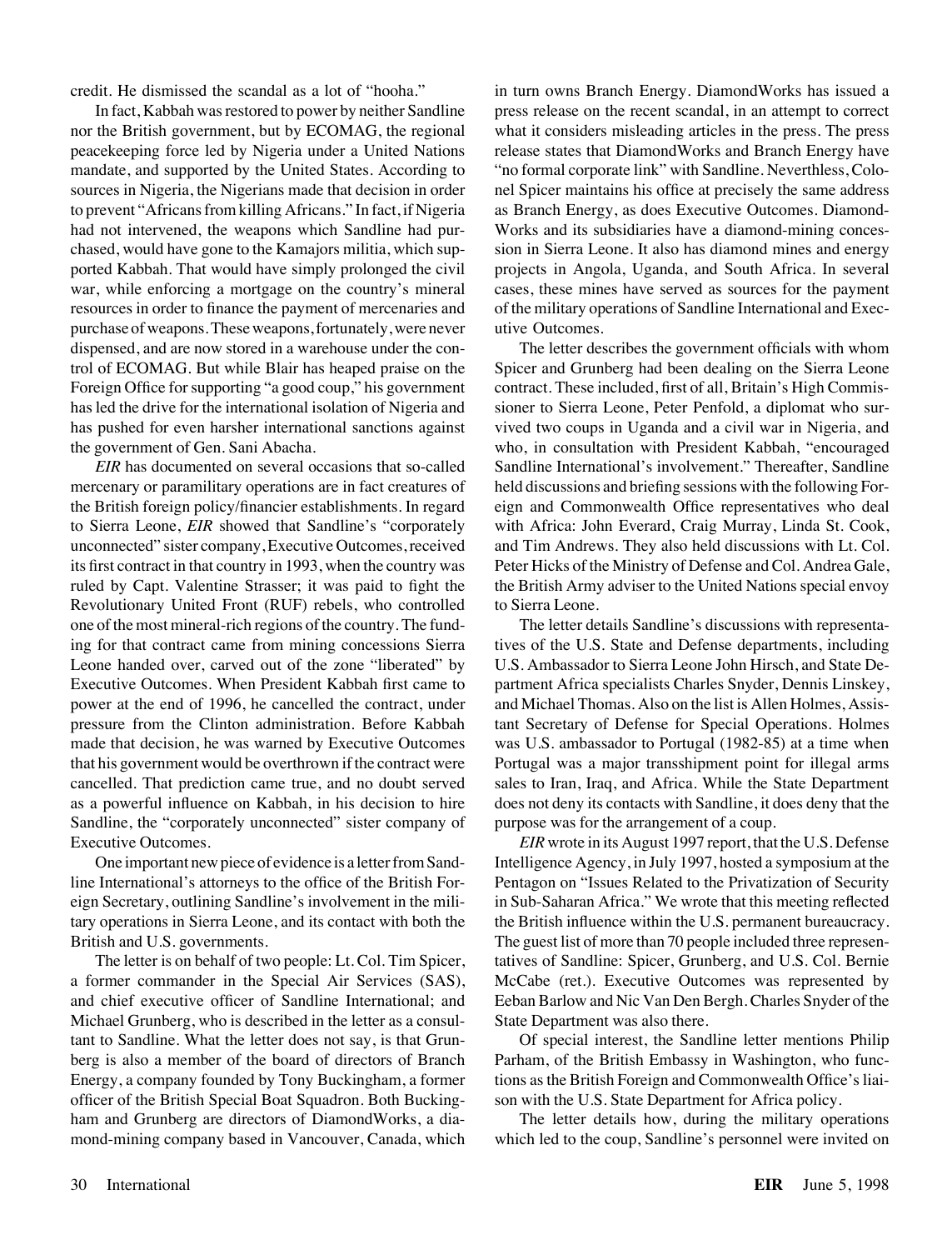credit. He dismissed the scandal as a lot of "hooha."

In fact, Kabbah was restored to power by neither Sandline nor the British government, but by ECOMAG, the regional peacekeeping force led by Nigeria under a United Nations mandate, and supported by the United States. According to sources in Nigeria, the Nigerians made that decision in order to prevent "Africans from killing Africans." In fact, if Nigeria had not intervened, the weapons which Sandline had purchased, would have gone to the Kamajors militia, which supported Kabbah. That would have simply prolonged the civil war, while enforcing a mortgage on the country's mineral resources in order to finance the payment of mercenaries and purchase of weapons. These weapons, fortunately, were never dispensed, and are now stored in a warehouse under the control of ECOMAG. But while Blair has heaped praise on the Foreign Office for supporting "a good coup," his government has led the drive for the international isolation of Nigeria and has pushed for even harsher international sanctions against the government of Gen. Sani Abacha.

*EIR* has documented on several occasions that so-called mercenary or paramilitary operations are in fact creatures of the British foreign policy/financier establishments. In regard to Sierra Leone, *EIR* showed that Sandline's "corporately unconnected" sister company, Executive Outcomes, received its first contract in that country in 1993, when the country was ruled by Capt. Valentine Strasser; it was paid to fight the Revolutionary United Front (RUF) rebels, who controlled one of the most mineral-rich regions of the country. The funding for that contract came from mining concessions Sierra Leone handed over, carved out of the zone "liberated" by Executive Outcomes. When President Kabbah first came to power at the end of 1996, he cancelled the contract, under pressure from the Clinton administration. Before Kabbah made that decision, he was warned by Executive Outcomes that his government would be overthrown if the contract were cancelled. That prediction came true, and no doubt served as a powerful influence on Kabbah, in his decision to hire Sandline, the "corporately unconnected" sister company of Executive Outcomes.

One important new piece of evidence is a letter from Sandline International's attorneys to the office of the British Foreign Secretary, outlining Sandline's involvement in the military operations in Sierra Leone, and its contact with both the British and U.S. governments.

The letter is on behalf of two people: Lt. Col. Tim Spicer, a former commander in the Special Air Services (SAS), and chief executive officer of Sandline International; and Michael Grunberg, who is described in the letter as a consultant to Sandline. What the letter does not say, is that Grunberg is also a member of the board of directors of Branch Energy, a company founded by Tony Buckingham, a former officer of the British Special Boat Squadron. Both Buckingham and Grunberg are directors of DiamondWorks, a diamond-mining company based in Vancouver, Canada, which in turn owns Branch Energy. DiamondWorks has issued a press release on the recent scandal, in an attempt to correct what it considers misleading articles in the press. The press release states that DiamondWorks and Branch Energy have "no formal corporate link" with Sandline. Neverthless, Colonel Spicer maintains his office at precisely the same address as Branch Energy, as does Executive Outcomes. DiamondWorks and its subsidiaries have a diamond-mining concession in Sierra Leone. It also has diamond mines and energy projects in Angola, Uganda, and South Africa. In several cases, these mines have served as sources for the payment of the military operations of Sandline International and Executive Outcomes.

The letter describes the government officials with whom Spicer and Grunberg had been dealing on the Sierra Leone contract. These included, first of all, Britain's High Commissioner to Sierra Leone, Peter Penfold, a diplomat who survived two coups in Uganda and a civil war in Nigeria, and who, in consultation with President Kabbah, "encouraged Sandline International's involvement." Thereafter, Sandline held discussions and briefing sessions with the following Foreign and Commonwealth Office representatives who deal with Africa: John Everard, Craig Murray, Linda St. Cook, and Tim Andrews. They also held discussions with Lt. Col. Peter Hicks of the Ministry of Defense and Col. Andrea Gale, the British Army adviser to the United Nations special envoy to Sierra Leone.

The letter details Sandline's discussions with representatives of the U.S. State and Defense departments, including U.S. Ambassador to Sierra Leone John Hirsch, and State Department Africa specialists Charles Snyder, Dennis Linskey, and Michael Thomas. Also on the list is Allen Holmes, Assistant Secretary of Defense for Special Operations. Holmes was U.S. ambassador to Portugal (1982-85) at a time when Portugal was a major transshipment point for illegal arms sales to Iran, Iraq, and Africa. While the State Department does not deny its contacts with Sandline, it does deny that the purpose was for the arrangement of a coup.

*EIR* wrote in its August 1997 report, that the U.S. Defense Intelligence Agency, in July 1997, hosted a symposium at the Pentagon on "Issues Related to the Privatization of Security in Sub-Saharan Africa." We wrote that this meeting reflected the British influence within the U.S. permanent bureaucracy. The guest list of more than 70 people included three representatives of Sandline: Spicer, Grunberg, and U.S. Col. Bernie McCabe (ret.). Executive Outcomes was represented by Eeban Barlow and Nic Van Den Bergh. Charles Snyder of the State Department was also there.

Of special interest, the Sandline letter mentions Philip Parham, of the British Embassy in Washington, who functions as the British Foreign and Commonwealth Office's liaison with the U.S. State Department for Africa policy.

The letter details how, during the military operations which led to the coup, Sandline's personnel were invited on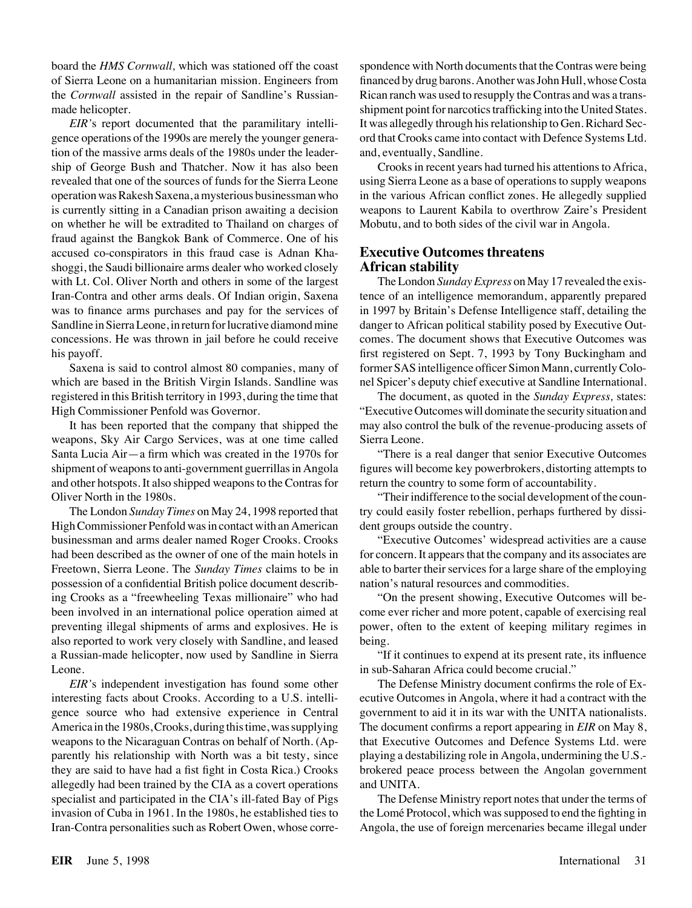board the *HMS Cornwall,* which was stationed off the coast of Sierra Leone on a humanitarian mission. Engineers from the *Cornwall* assisted in the repair of Sandline's Russian-made helicopter.

*EIR*'s report documented that the paramilitary intelligence operations of the 1990s are merely the younger generation of the massive arms deals of the 1980s under the leadership of George Bush and Thatcher. Now it has also been revealed that one of the sources of funds for the Sierra Leone operation was Rakesh Saxena, a mysterious businessman who is currently sitting in a Canadian prison awaiting a decision on whether he will be extradited to Thailand on charges of fraud against the Bangkok Bank of Commerce. One of his accused co-conspirators in this fraud case is Adnan Khashoggi, the Saudi billionaire arms dealer who worked closely with Lt. Col. Oliver North and others in some of the largest Iran-Contra and other arms deals. Of Indian origin, Saxena was to finance arms purchases and pay for the services of Sandline in Sierra Leone, in return for lucrative diamond mine concessions. He was thrown in jail before he could receive his payoff.

Saxena is said to control almost 80 companies, many of which are based in the British Virgin Islands. Sandline was registered in this British territory in 1993, during the time that High Commissioner Penfold was Governor.

It has been reported that the company that shipped the weapons, Sky Air Cargo Services, was at one time called Santa Lucia Air—a firm which was created in the 1970s for shipment of weapons to anti-government guerrillas in Angola and other hotspots. It also shipped weapons to the Contras for Oliver North in the 1980s.

The London *Sunday Times* on May 24, 1998 reported that High Commissioner Penfold was in contact with an American businessman and arms dealer named Roger Crooks. Crooks had been described as the owner of one of the main hotels in Freetown, Sierra Leone. The *Sunday Times* claims to be in possession of a confidential British police document describing Crooks as a "freewheeling Texas millionaire" who had been involved in an international police operation aimed at preventing illegal shipments of arms and explosives. He is also reported to work very closely with Sandline, and leased a Russian-made helicopter, now used by Sandline in Sierra Leone.

*EIR*'s independent investigation has found some other interesting facts about Crooks. According to a U.S. intelligence source who had extensive experience in Central America in the 1980s, Crooks, during this time, was supplying weapons to the Nicaraguan Contras on behalf of North. (Apparently his relationship with North was a bit testy, since they are said to have had a fist fight in Costa Rica.) Crooks allegedly had been trained by the CIA as a covert operations specialist and participated in the CIA's ill-fated Bay of Pigs invasion of Cuba in 1961. In the 1980s, he established ties to Iran-Contra personalities such as Robert Owen, whose correspondence with North documents that the Contras were being financed by drug barons. Another was John Hull, whose Costa Rican ranch was used to resupply the Contras and was a transshipment point for narcotics trafficking into the United States. It was allegedly through his relationship to Gen. Richard Secord that Crooks came into contact with Defence Systems Ltd. and, eventually, Sandline.

Crooks in recent years had turned his attentions to Africa, using Sierra Leone as a base of operations to supply weapons in the various African conflict zones. He allegedly supplied weapons to Laurent Kabila to overthrow Zaire's President Mobutu, and to both sides of the civil war in Angola.

## Executive Outcomes threatens African stability

The London *Sunday Express* on May 17 revealed the existence of an intelligence memorandum, apparently prepared in 1997 by Britain's Defense Intelligence staff, detailing the danger to African political stability posed by Executive Outcomes. The document shows that Executive Outcomes was first registered on Sept. 7, 1993 by Tony Buckingham and former SAS intelligence officer Simon Mann, currently Colonel Spicer's deputy chief executive at Sandline International.

The document, as quoted in the *Sunday Express,* states: "Executive Outcomes will dominate the security situation and may also control the bulk of the revenue-producing assets of Sierra Leone.

"There is a real danger that senior Executive Outcomes figures will become key powerbrokers, distorting attempts to return the country to some form of accountability.

"Their indifference to the social development of the country could easily foster rebellion, perhaps furthered by dissident groups outside the country.

"Executive Outcomes' widespread activities are a cause for concern. It appears that the company and its associates are able to barter their services for a large share of the employing nation's natural resources and commodities.

"On the present showing, Executive Outcomes will become ever richer and more potent, capable of exercising real power, often to the extent of keeping military regimes in being.

"If it continues to expend at its present rate, its influence in sub-Saharan Africa could become crucial."

The Defense Ministry document confirms the role of Executive Outcomes in Angola, where it had a contract with the government to aid it in its war with the UNITA nationalists. The document confirms a report appearing in *EIR* on May 8, that Executive Outcomes and Defence Systems Ltd. were playing a destabilizing role in Angola, undermining the U.S.-brokered peace process between the Angolan government and UNITA.

The Defense Ministry report notes that under the terms of the Lomé Protocol, which was supposed to end the fighting in Angola, the use of foreign mercenaries became illegal under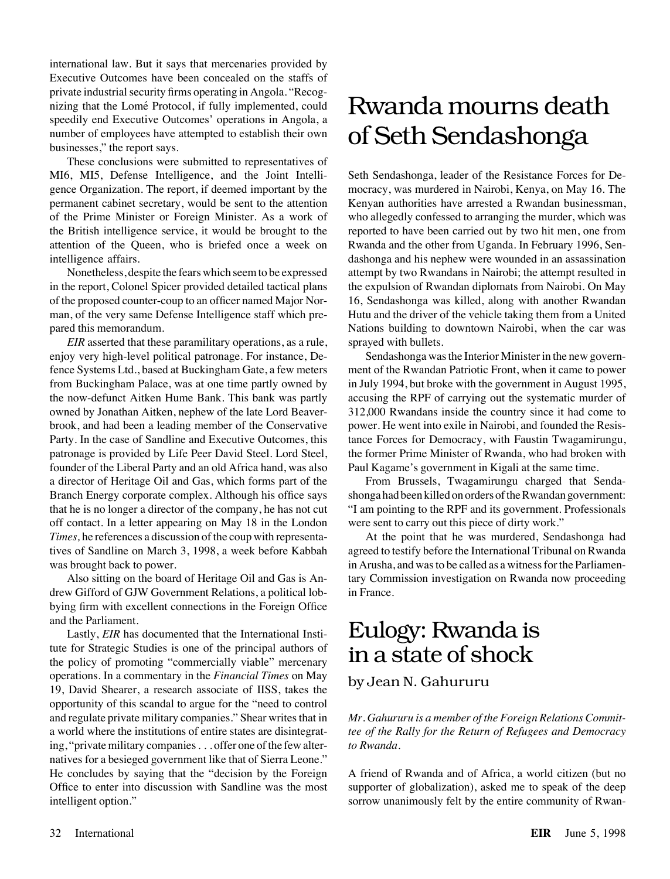international law. But it says that mercenaries provided by Executive Outcomes have been concealed on the staffs of private industrial security firms operating in Angola. "Recognizing that the Lomé Protocol, if fully implemented, could speedily end Executive Outcomes' operations in Angola, a number of employees have attempted to establish their own businesses," the report says.

These conclusions were submitted to representatives of MI6, MI5, Defense Intelligence, and the Joint Intelligence Organization. The report, if deemed important by the permanent cabinet secretary, would be sent to the attention of the Prime Minister or Foreign Minister. As a work of the British intelligence service, it would be brought to the attention of the Queen, who is briefed once a week on intelligence affairs.

Nonetheless, despite the fears which seem to be expressed in the report, Colonel Spicer provided detailed tactical plans of the proposed counter-coup to an officer named Major Norman, of the very same Defense Intelligence staff which prepared this memorandum.

*EIR* asserted that these paramilitary operations, as a rule, enjoy very high-level political patronage. For instance, Defence Systems Ltd., based at Buckingham Gate, a few meters from Buckingham Palace, was at one time partly owned by the now-defunct Aitken Hume Bank. This bank was partly owned by Jonathan Aitken, nephew of the late Lord Beaverbrook, and had been a leading member of the Conservative Party. In the case of Sandline and Executive Outcomes, this patronage is provided by Life Peer David Steel. Lord Steel, founder of the Liberal Party and an old Africa hand, was also a director of Heritage Oil and Gas, which forms part of the Branch Energy corporate complex. Although his office says that he is no longer a director of the company, he has not cut off contact. In a letter appearing on May 18 in the London *Times,* he references a discussion of the coup with representatives of Sandline on March 3, 1998, a week before Kabbah was brought back to power.

Also sitting on the board of Heritage Oil and Gas is Andrew Gifford of GJW Government Relations, a political lobbying firm with excellent connections in the Foreign Office and the Parliament.

Lastly, *EIR* has documented that the International Institute for Strategic Studies is one of the principal authors of the policy of promoting "commercially viable" mercenary operations. In a commentary in the *Financial Times* on May 19, David Shearer, a research associate of IISS, takes the opportunity of this scandal to argue for the "need to control and regulate private military companies." Shear writes that in a world where the institutions of entire states are disintegrating, "private military companies . . . offer one of the few alternatives for a besieged government like that of Sierra Leone." He concludes by saying that the "decision by the Foreign Office to enter into discussion with Sandline was the most intelligent option."

# Rwanda mourns death of Seth Sendashonga

Seth Sendashonga, leader of the Resistance Forces for Democracy, was murdered in Nairobi, Kenya, on May 16. The Kenyan authorities have arrested a Rwandan businessman, who allegedly confessed to arranging the murder, which was reported to have been carried out by two hit men, one from Rwanda and the other from Uganda. In February 1996, Sendashonga and his nephew were wounded in an assassination attempt by two Rwandans in Nairobi; the attempt resulted in the expulsion of Rwandan diplomats from Nairobi. On May 16, Sendashonga was killed, along with another Rwandan Hutu and the driver of the vehicle taking them from a United Nations building to downtown Nairobi, when the car was sprayed with bullets.

Sendashonga was the Interior Minister in the new government of the Rwandan Patriotic Front, when it came to power in July 1994, but broke with the government in August 1995, accusing the RPF of carrying out the systematic murder of 312,000 Rwandans inside the country since it had come to power. He went into exile in Nairobi, and founded the Resistance Forces for Democracy, with Faustin Twagamirungu, the former Prime Minister of Rwanda, who had broken with Paul Kagame's government in Kigali at the same time.

From Brussels, Twagamirungu charged that Sendashonga had been killed on orders of the Rwandan government: "I am pointing to the RPF and its government. Professionals were sent to carry out this piece of dirty work."

At the point that he was murdered, Sendashonga had agreed to testify before the International Tribunal on Rwanda in Arusha, and was to be called as a witness for the Parliamentary Commission investigation on Rwanda now proceeding in France.

# Eulogy: Rwanda is in a state of shock

by Jean N. Gahururu

*Mr. Gahururu is a member of the Foreign Relations Committee of the Rally for the Return of Refugees and Democracy to Rwanda.*

A friend of Rwanda and of Africa, a world citizen (but no supporter of globalization), asked me to speak of the deep sorrow unanimously felt by the entire community of Rwan-